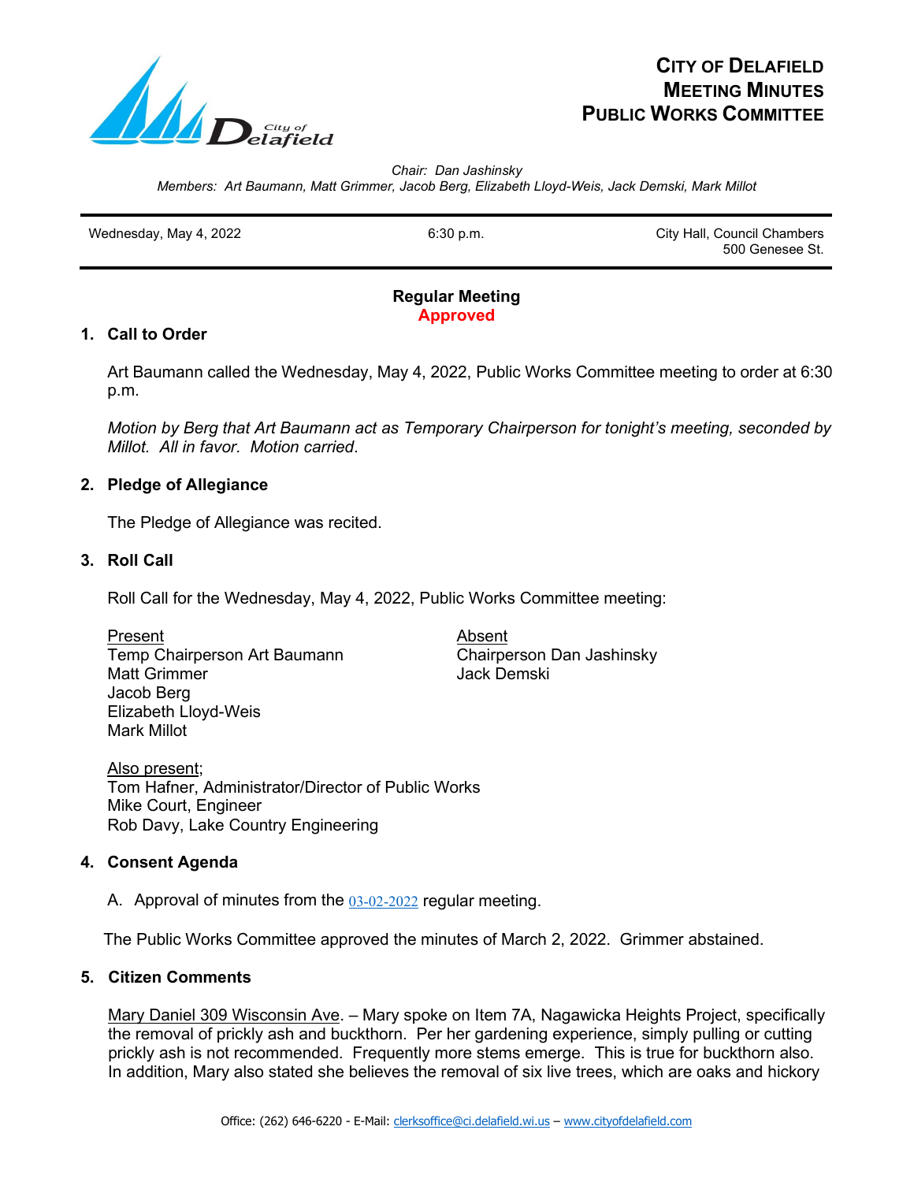# CITY OF DELAFIELD MEETING MINUTES PUBLIC WORKS COMMITTEE

*Chair: Dan Jashinsky*
*Members: Art Baumann, Matt Grimmer, Jacob Berg, Elizabeth Lloyd-Weis, Jack Demski, Mark Millot*

| Wednesday, May 4, 2022 | 6:30 p.m. | City Hall, Council Chambers 500 Genesee St. |
|---|---|---|

**Regular Meeting**
**Approved**

## 1. Call to Order

Art Baumann called the Wednesday, May 4, 2022, Public Works Committee meeting to order at 6:30 p.m.

*Motion by Berg that Art Baumann act as Temporary Chairperson for tonight's meeting, seconded by Millot. All in favor. Motion carried.*

## 2. Pledge of Allegiance

The Pledge of Allegiance was recited.

## 3. Roll Call

Roll Call for the Wednesday, May 4, 2022, Public Works Committee meeting:

| Present | Absent |
|---|---|
| Temp Chairperson Art Baumann | Chairperson Dan Jashinsky |
| Matt Grimmer | Jack Demski |
| Jacob Berg | |
| Elizabeth Lloyd-Weis | |
| Mark Millot | |

Also present;
Tom Hafner, Administrator/Director of Public Works
Mike Court, Engineer
Rob Davy, Lake Country Engineering

## 4. Consent Agenda

A. Approval of minutes from the 03-02-2022 regular meeting.

The Public Works Committee approved the minutes of March 2, 2022. Grimmer abstained.

## 5. Citizen Comments

Mary Daniel 309 Wisconsin Ave. – Mary spoke on Item 7A, Nagawicka Heights Project, specifically the removal of prickly ash and buckthorn. Per her gardening experience, simply pulling or cutting prickly ash is not recommended. Frequently more stems emerge. This is true for buckthorn also. In addition, Mary also stated she believes the removal of six live trees, which are oaks and hickory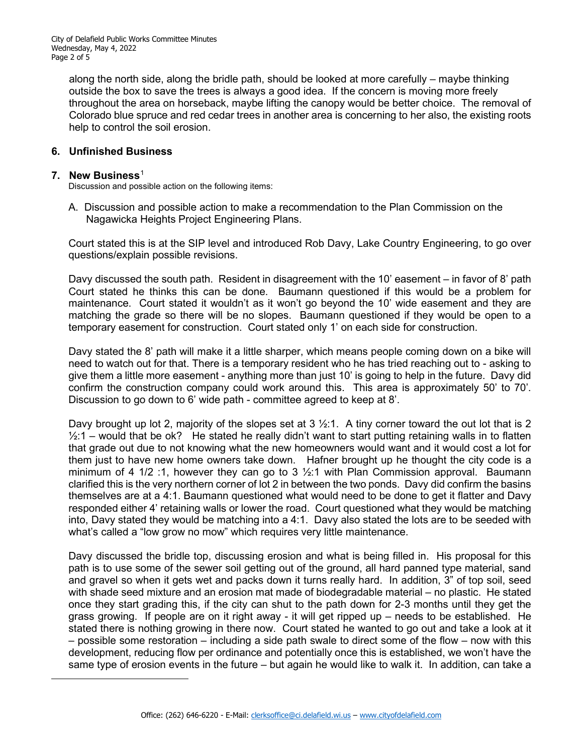along the north side, along the bridle path, should be looked at more carefully – maybe thinking outside the box to save the trees is always a good idea. If the concern is moving more freely throughout the area on horseback, maybe lifting the canopy would be better choice. The removal of Colorado blue spruce and red cedar trees in another area is concerning to her also, the existing roots help to control the soil erosion.

## 6. Unfinished Business

## 7. New Business[1]

Discussion and possible action on the following items:

A. Discussion and possible action to make a recommendation to the Plan Commission on the Nagawicka Heights Project Engineering Plans.

Court stated this is at the SIP level and introduced Rob Davy, Lake Country Engineering, to go over questions/explain possible revisions.

Davy discussed the south path. Resident in disagreement with the 10' easement – in favor of 8' path Court stated he thinks this can be done. Baumann questioned if this would be a problem for maintenance. Court stated it wouldn't as it won't go beyond the 10' wide easement and they are matching the grade so there will be no slopes. Baumann questioned if they would be open to a temporary easement for construction. Court stated only 1' on each side for construction.

Davy stated the 8' path will make it a little sharper, which means people coming down on a bike will need to watch out for that. There is a temporary resident who he has tried reaching out to - asking to give them a little more easement - anything more than just 10' is going to help in the future. Davy did confirm the construction company could work around this. This area is approximately 50' to 70'. Discussion to go down to 6' wide path - committee agreed to keep at 8'.

Davy brought up lot 2, majority of the slopes set at 3 ½:1. A tiny corner toward the out lot that is 2 ½:1 – would that be ok? He stated he really didn't want to start putting retaining walls in to flatten that grade out due to not knowing what the new homeowners would want and it would cost a lot for them just to have new home owners take down. Hafner brought up he thought the city code is a minimum of 4 1/2 :1, however they can go to 3 ½:1 with Plan Commission approval. Baumann clarified this is the very northern corner of lot 2 in between the two ponds. Davy did confirm the basins themselves are at a 4:1. Baumann questioned what would need to be done to get it flatter and Davy responded either 4' retaining walls or lower the road. Court questioned what they would be matching into, Davy stated they would be matching into a 4:1. Davy also stated the lots are to be seeded with what's called a "low grow no mow" which requires very little maintenance.

Davy discussed the bridle top, discussing erosion and what is being filled in. His proposal for this path is to use some of the sewer soil getting out of the ground, all hard panned type material, sand and gravel so when it gets wet and packs down it turns really hard. In addition, 3" of top soil, seed with shade seed mixture and an erosion mat made of biodegradable material – no plastic. He stated once they start grading this, if the city can shut to the path down for 2-3 months until they get the grass growing. If people are on it right away - it will get ripped up – needs to be established. He stated there is nothing growing in there now. Court stated he wanted to go out and take a look at it – possible some restoration – including a side path swale to direct some of the flow – now with this development, reducing flow per ordinance and potentially once this is established, we won't have the same type of erosion events in the future – but again he would like to walk it. In addition, can take a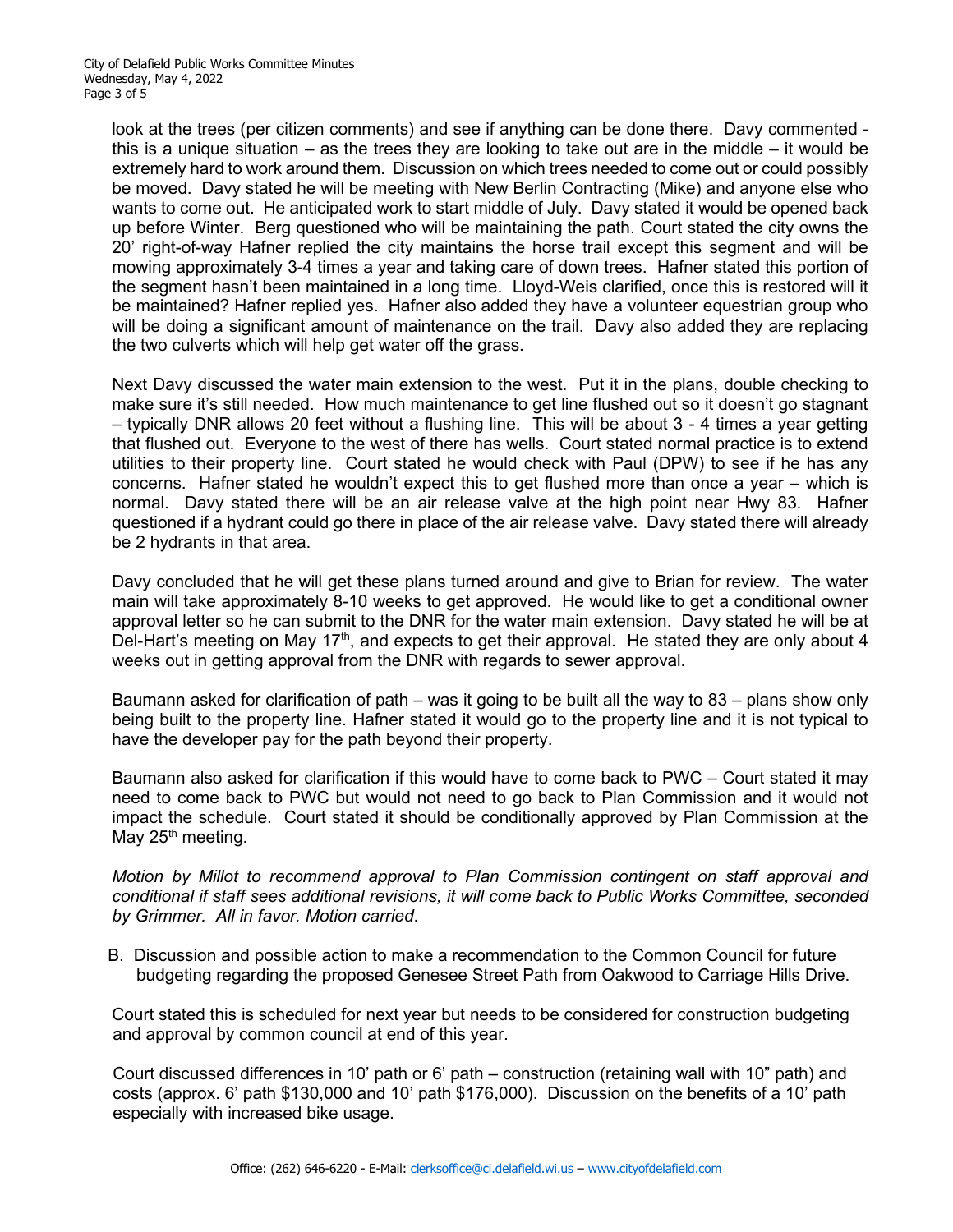look at the trees (per citizen comments) and see if anything can be done there. Davy commented - this is a unique situation – as the trees they are looking to take out are in the middle – it would be extremely hard to work around them. Discussion on which trees needed to come out or could possibly be moved. Davy stated he will be meeting with New Berlin Contracting (Mike) and anyone else who wants to come out. He anticipated work to start middle of July. Davy stated it would be opened back up before Winter. Berg questioned who will be maintaining the path. Court stated the city owns the 20' right-of-way Hafner replied the city maintains the horse trail except this segment and will be mowing approximately 3-4 times a year and taking care of down trees. Hafner stated this portion of the segment hasn't been maintained in a long time. Lloyd-Weis clarified, once this is restored will it be maintained? Hafner replied yes. Hafner also added they have a volunteer equestrian group who will be doing a significant amount of maintenance on the trail. Davy also added they are replacing the two culverts which will help get water off the grass.

Next Davy discussed the water main extension to the west. Put it in the plans, double checking to make sure it's still needed. How much maintenance to get line flushed out so it doesn't go stagnant – typically DNR allows 20 feet without a flushing line. This will be about 3 - 4 times a year getting that flushed out. Everyone to the west of there has wells. Court stated normal practice is to extend utilities to their property line. Court stated he would check with Paul (DPW) to see if he has any concerns. Hafner stated he wouldn't expect this to get flushed more than once a year – which is normal. Davy stated there will be an air release valve at the high point near Hwy 83. Hafner questioned if a hydrant could go there in place of the air release valve. Davy stated there will already be 2 hydrants in that area.

Davy concluded that he will get these plans turned around and give to Brian for review. The water main will take approximately 8-10 weeks to get approved. He would like to get a conditional owner approval letter so he can submit to the DNR for the water main extension. Davy stated he will be at Del-Hart's meeting on May 17th, and expects to get their approval. He stated they are only about 4 weeks out in getting approval from the DNR with regards to sewer approval.

Baumann asked for clarification of path – was it going to be built all the way to 83 – plans show only being built to the property line. Hafner stated it would go to the property line and it is not typical to have the developer pay for the path beyond their property.

Baumann also asked for clarification if this would have to come back to PWC – Court stated it may need to come back to PWC but would not need to go back to Plan Commission and it would not impact the schedule. Court stated it should be conditionally approved by Plan Commission at the May 25th meeting.

*Motion by Millot to recommend approval to Plan Commission contingent on staff approval and conditional if staff sees additional revisions, it will come back to Public Works Committee, seconded by Grimmer. All in favor. Motion carried.*

B. Discussion and possible action to make a recommendation to the Common Council for future budgeting regarding the proposed Genesee Street Path from Oakwood to Carriage Hills Drive.

Court stated this is scheduled for next year but needs to be considered for construction budgeting and approval by common council at end of this year.

Court discussed differences in 10' path or 6' path – construction (retaining wall with 10" path) and costs (approx. 6' path $130,000 and 10' path $176,000). Discussion on the benefits of a 10' path especially with increased bike usage.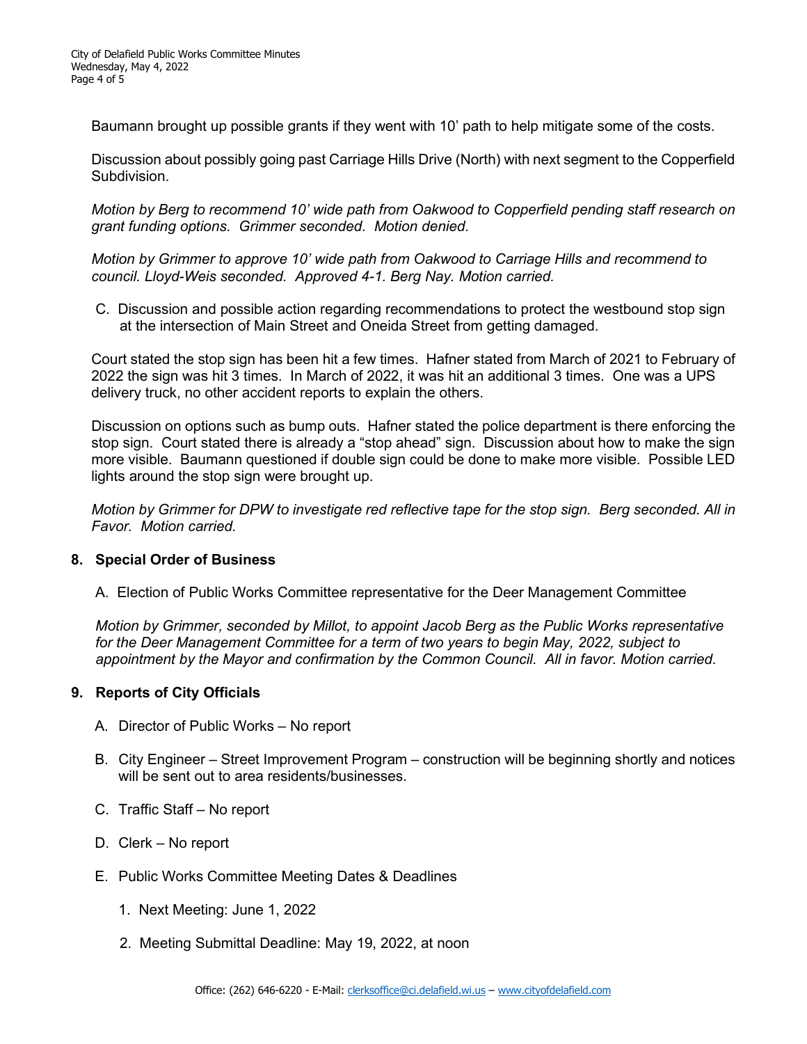Baumann brought up possible grants if they went with 10' path to help mitigate some of the costs.

Discussion about possibly going past Carriage Hills Drive (North) with next segment to the Copperfield Subdivision.

*Motion by Berg to recommend 10' wide path from Oakwood to Copperfield pending staff research on grant funding options. Grimmer seconded. Motion denied.*

*Motion by Grimmer to approve 10' wide path from Oakwood to Carriage Hills and recommend to council. Lloyd-Weis seconded. Approved 4-1. Berg Nay. Motion carried.*

C. Discussion and possible action regarding recommendations to protect the westbound stop sign at the intersection of Main Street and Oneida Street from getting damaged.

Court stated the stop sign has been hit a few times. Hafner stated from March of 2021 to February of 2022 the sign was hit 3 times. In March of 2022, it was hit an additional 3 times. One was a UPS delivery truck, no other accident reports to explain the others.

Discussion on options such as bump outs. Hafner stated the police department is there enforcing the stop sign. Court stated there is already a "stop ahead" sign. Discussion about how to make the sign more visible. Baumann questioned if double sign could be done to make more visible. Possible LED lights around the stop sign were brought up.

*Motion by Grimmer for DPW to investigate red reflective tape for the stop sign. Berg seconded. All in Favor. Motion carried.*

## 8. Special Order of Business

A. Election of Public Works Committee representative for the Deer Management Committee

*Motion by Grimmer, seconded by Millot, to appoint Jacob Berg as the Public Works representative for the Deer Management Committee for a term of two years to begin May, 2022, subject to appointment by the Mayor and confirmation by the Common Council. All in favor. Motion carried.*

## 9. Reports of City Officials

A. Director of Public Works – No report

B. City Engineer – Street Improvement Program – construction will be beginning shortly and notices will be sent out to area residents/businesses.

C. Traffic Staff – No report

D. Clerk – No report

E. Public Works Committee Meeting Dates & Deadlines

1. Next Meeting: June 1, 2022
2. Meeting Submittal Deadline: May 19, 2022, at noon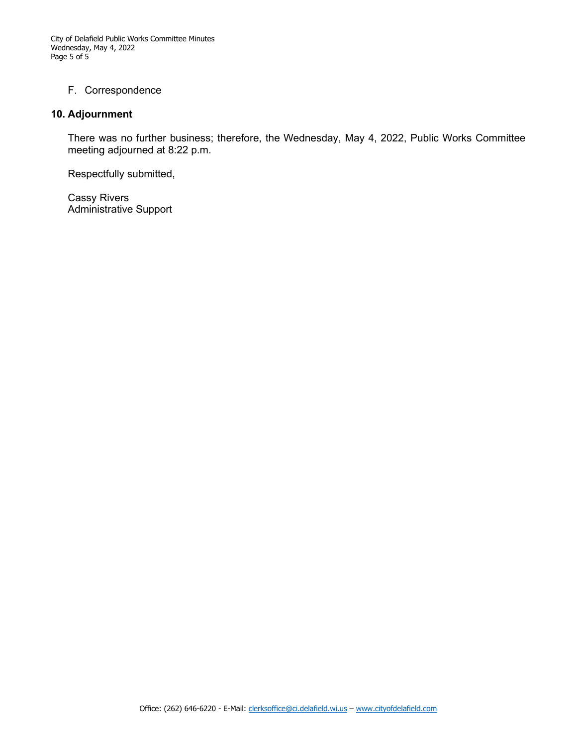F. Correspondence

## 10. Adjournment

There was no further business; therefore, the Wednesday, May 4, 2022, Public Works Committee meeting adjourned at 8:22 p.m.

Respectfully submitted,

Cassy Rivers
Administrative Support